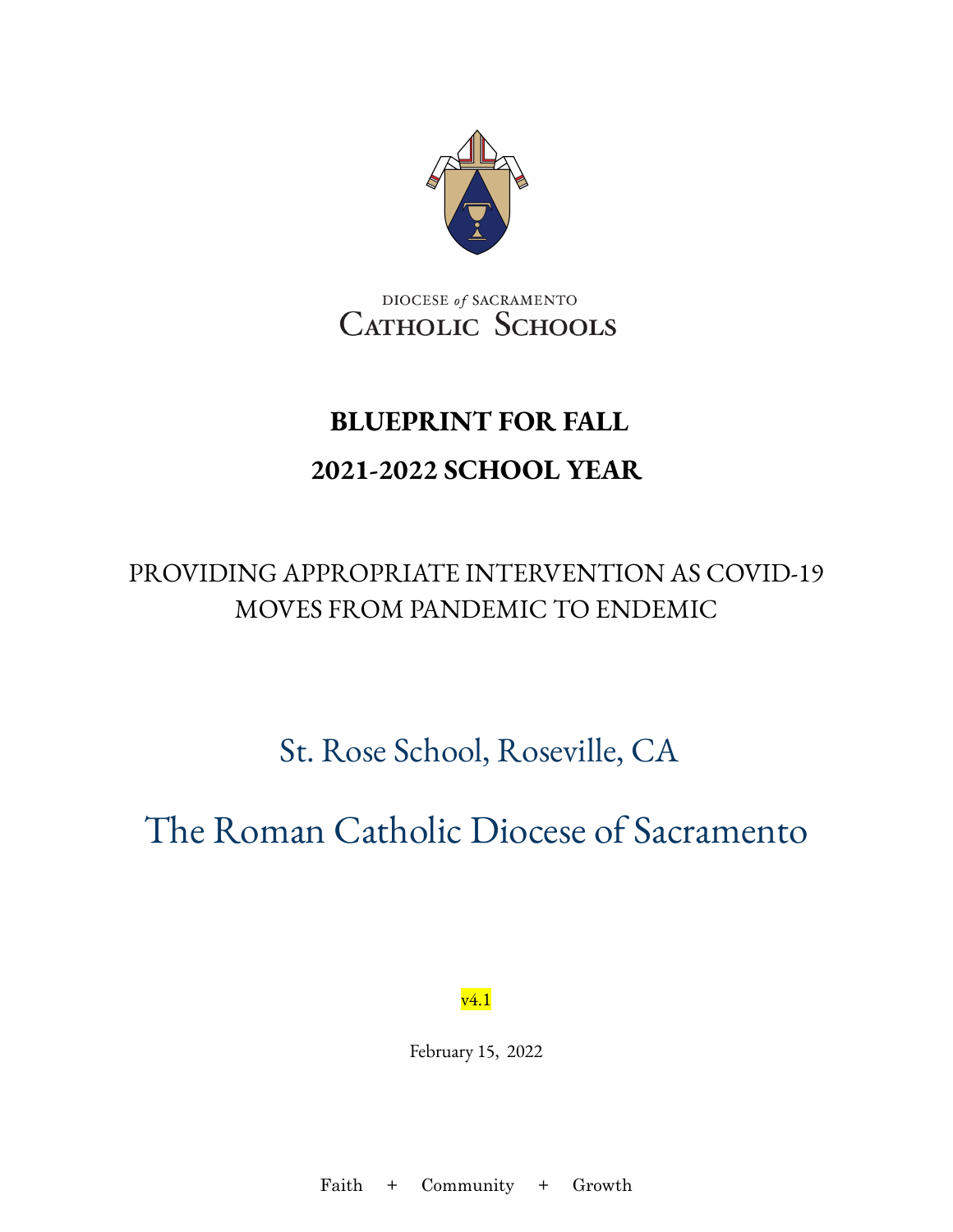DIOCESE *of* SACRAMENTO
CATHOLIC SCHOOLS

# BLUEPRINT FOR FALL
# 2021-2022 SCHOOL YEAR

PROVIDING APPROPRIATE INTERVENTION AS COVID-19 MOVES FROM PANDEMIC TO ENDEMIC

St. Rose School, Roseville, CA

The Roman Catholic Diocese of Sacramento

v4.1

February 15, 2022

Faith + Community + Growth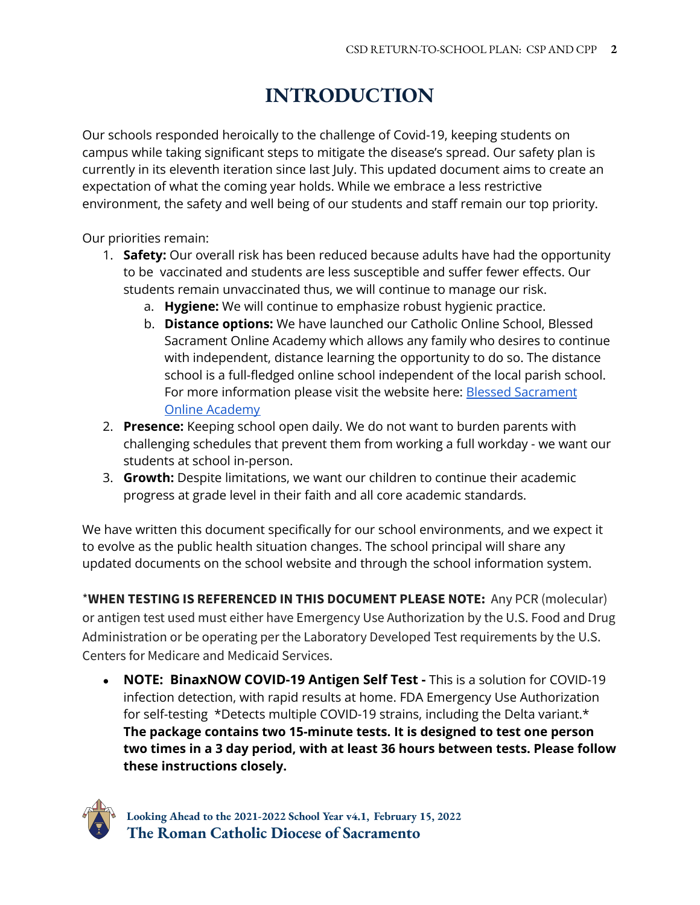# INTRODUCTION

Our schools responded heroically to the challenge of Covid-19, keeping students on campus while taking significant steps to mitigate the disease's spread. Our safety plan is currently in its eleventh iteration since last July. This updated document aims to create an expectation of what the coming year holds. While we embrace a less restrictive environment, the safety and well being of our students and staff remain our top priority.

Our priorities remain:

1. **Safety:** Our overall risk has been reduced because adults have had the opportunity to be vaccinated and students are less susceptible and suffer fewer effects. Our students remain unvaccinated thus, we will continue to manage our risk.
   a. **Hygiene:** We will continue to emphasize robust hygienic practice.
   b. **Distance options:** We have launched our Catholic Online School, Blessed Sacrament Online Academy which allows any family who desires to continue with independent, distance learning the opportunity to do so. The distance school is a full-fledged online school independent of the local parish school. For more information please visit the website here: [Blessed Sacrament Online Academy]
2. **Presence:** Keeping school open daily. We do not want to burden parents with challenging schedules that prevent them from working a full workday - we want our students at school in-person.
3. **Growth:** Despite limitations, we want our children to continue their academic progress at grade level in their faith and all core academic standards.

We have written this document specifically for our school environments, and we expect it to evolve as the public health situation changes. The school principal will share any updated documents on the school website and through the school information system.

*__WHEN TESTING IS REFERENCED IN THIS DOCUMENT PLEASE NOTE:__ Any PCR (molecular) or antigen test used must either have Emergency Use Authorization by the U.S. Food and Drug Administration or be operating per the Laboratory Developed Test requirements by the U.S. Centers for Medicare and Medicaid Services.

- **NOTE: BinaxNOW COVID-19 Antigen Self Test -** This is a solution for COVID-19 infection detection, with rapid results at home. FDA Emergency Use Authorization for self-testing *Detects multiple COVID-19 strains, including the Delta variant.* **The package contains two 15-minute tests. It is designed to test one person two times in a 3 day period, with at least 36 hours between tests. Please follow these instructions closely.**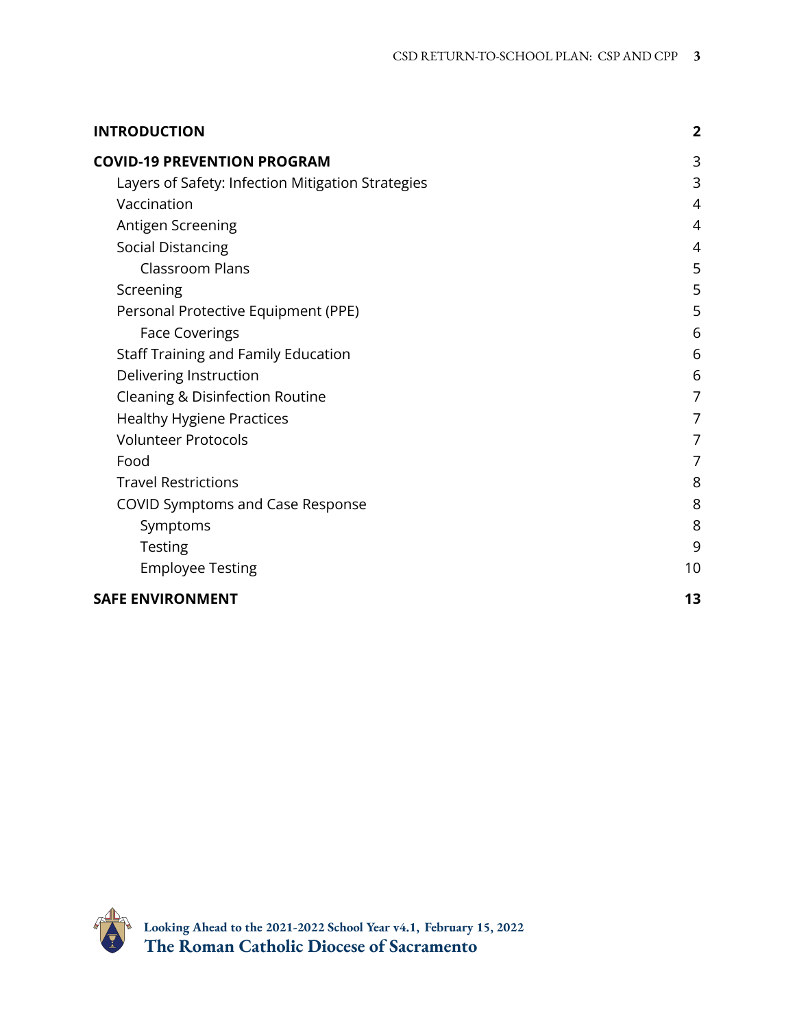| | |
|---|---|
| **INTRODUCTION** | **2** |
| **COVID-19 PREVENTION PROGRAM** | 3 |
| Layers of Safety: Infection Mitigation Strategies | 3 |
| Vaccination | 4 |
| Antigen Screening | 4 |
| Social Distancing | 4 |
| Classroom Plans | 5 |
| Screening | 5 |
| Personal Protective Equipment (PPE) | 5 |
| Face Coverings | 6 |
| Staff Training and Family Education | 6 |
| Delivering Instruction | 6 |
| Cleaning & Disinfection Routine | 7 |
| Healthy Hygiene Practices | 7 |
| Volunteer Protocols | 7 |
| Food | 7 |
| Travel Restrictions | 8 |
| COVID Symptoms and Case Response | 8 |
| Symptoms | 8 |
| Testing | 9 |
| Employee Testing | 10 |
| **SAFE ENVIRONMENT** | **13** |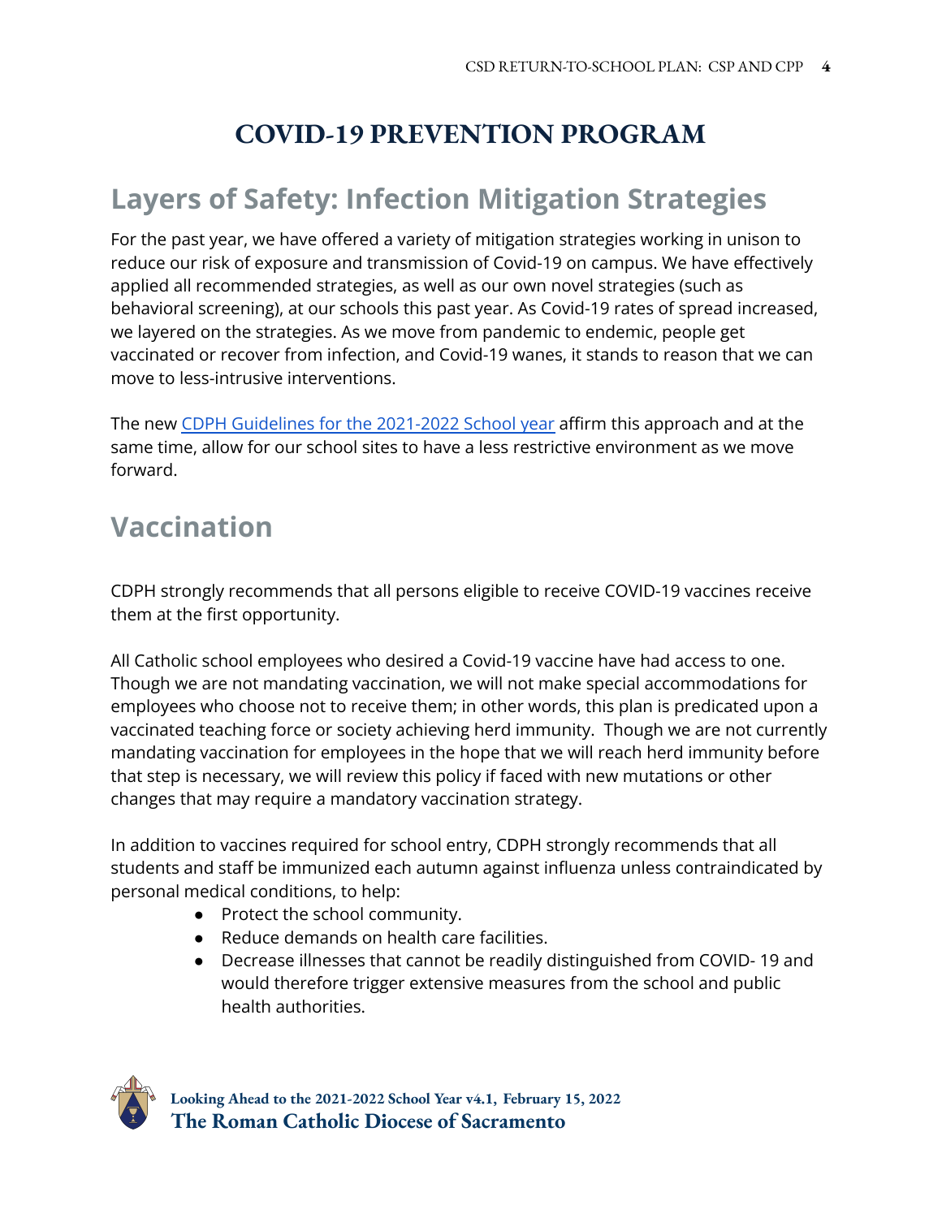# COVID-19 PREVENTION PROGRAM

## Layers of Safety: Infection Mitigation Strategies

For the past year, we have offered a variety of mitigation strategies working in unison to reduce our risk of exposure and transmission of Covid-19 on campus. We have effectively applied all recommended strategies, as well as our own novel strategies (such as behavioral screening), at our schools this past year. As Covid-19 rates of spread increased, we layered on the strategies. As we move from pandemic to endemic, people get vaccinated or recover from infection, and Covid-19 wanes, it stands to reason that we can move to less-intrusive interventions.

The new [CDPH Guidelines for the 2021-2022 School year](#) affirm this approach and at the same time, allow for our school sites to have a less restrictive environment as we move forward.

## Vaccination

CDPH strongly recommends that all persons eligible to receive COVID-19 vaccines receive them at the first opportunity.

All Catholic school employees who desired a Covid-19 vaccine have had access to one. Though we are not mandating vaccination, we will not make special accommodations for employees who choose not to receive them; in other words, this plan is predicated upon a vaccinated teaching force or society achieving herd immunity. Though we are not currently mandating vaccination for employees in the hope that we will reach herd immunity before that step is necessary, we will review this policy if faced with new mutations or other changes that may require a mandatory vaccination strategy.

In addition to vaccines required for school entry, CDPH strongly recommends that all students and staff be immunized each autumn against influenza unless contraindicated by personal medical conditions, to help:

- Protect the school community.
- Reduce demands on health care facilities.
- Decrease illnesses that cannot be readily distinguished from COVID- 19 and would therefore trigger extensive measures from the school and public health authorities.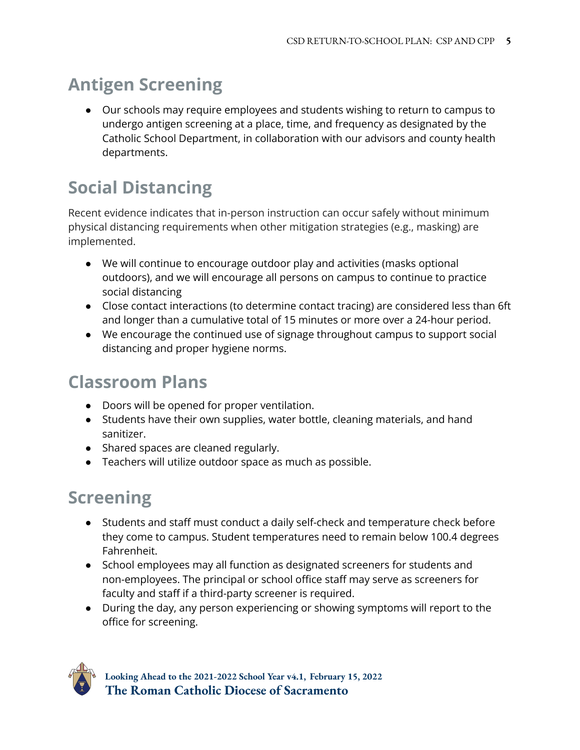## Antigen Screening

- Our schools may require employees and students wishing to return to campus to undergo antigen screening at a place, time, and frequency as designated by the Catholic School Department, in collaboration with our advisors and county health departments.

## Social Distancing

Recent evidence indicates that in-person instruction can occur safely without minimum physical distancing requirements when other mitigation strategies (e.g., masking) are implemented.

- We will continue to encourage outdoor play and activities (masks optional outdoors), and we will encourage all persons on campus to continue to practice social distancing
- Close contact interactions (to determine contact tracing) are considered less than 6ft and longer than a cumulative total of 15 minutes or more over a 24-hour period.
- We encourage the continued use of signage throughout campus to support social distancing and proper hygiene norms.

## Classroom Plans

- Doors will be opened for proper ventilation.
- Students have their own supplies, water bottle, cleaning materials, and hand sanitizer.
- Shared spaces are cleaned regularly.
- Teachers will utilize outdoor space as much as possible.

## Screening

- Students and staff must conduct a daily self-check and temperature check before they come to campus. Student temperatures need to remain below 100.4 degrees Fahrenheit.
- School employees may all function as designated screeners for students and non-employees. The principal or school office staff may serve as screeners for faculty and staff if a third-party screener is required.
- During the day, any person experiencing or showing symptoms will report to the office for screening.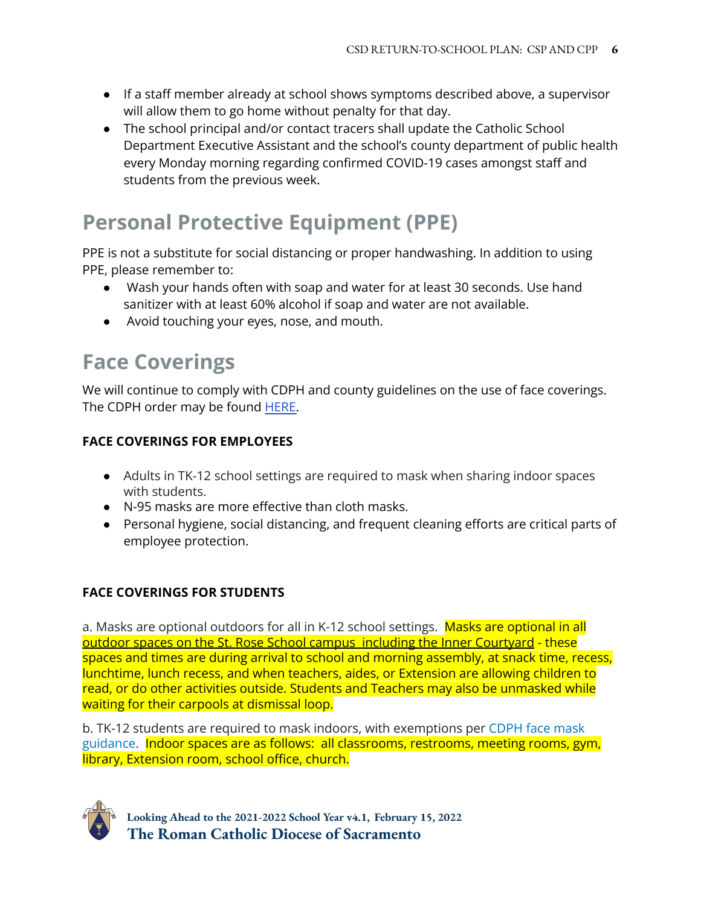- If a staff member already at school shows symptoms described above, a supervisor will allow them to go home without penalty for that day.
- The school principal and/or contact tracers shall update the Catholic School Department Executive Assistant and the school's county department of public health every Monday morning regarding confirmed COVID-19 cases amongst staff and students from the previous week.

## Personal Protective Equipment (PPE)

PPE is not a substitute for social distancing or proper handwashing. In addition to using PPE, please remember to:

- Wash your hands often with soap and water for at least 30 seconds. Use hand sanitizer with at least 60% alcohol if soap and water are not available.
- Avoid touching your eyes, nose, and mouth.

## Face Coverings

We will continue to comply with CDPH and county guidelines on the use of face coverings. The CDPH order may be found HERE.

**FACE COVERINGS FOR EMPLOYEES**

- Adults in TK-12 school settings are required to mask when sharing indoor spaces with students.
- N-95 masks are more effective than cloth masks.
- Personal hygiene, social distancing, and frequent cleaning efforts are critical parts of employee protection.

**FACE COVERINGS FOR STUDENTS**

a. Masks are optional outdoors for all in K-12 school settings. Masks are optional in all outdoor spaces on the St. Rose School campus including the Inner Courtyard - these spaces and times are during arrival to school and morning assembly, at snack time, recess, lunchtime, lunch recess, and when teachers, aides, or Extension are allowing children to read, or do other activities outside. Students and Teachers may also be unmasked while waiting for their carpools at dismissal loop.

b. TK-12 students are required to mask indoors, with exemptions per CDPH face mask guidance. Indoor spaces are as follows: all classrooms, restrooms, meeting rooms, gym, library, Extension room, school office, church.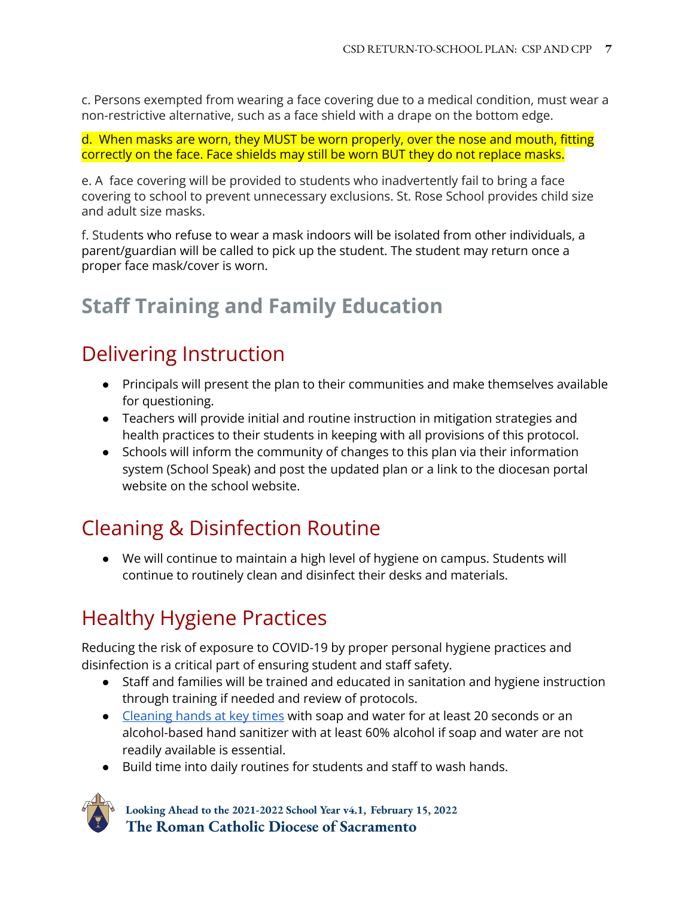c. Persons exempted from wearing a face covering due to a medical condition, must wear a non-restrictive alternative, such as a face shield with a drape on the bottom edge.

d. When masks are worn, they MUST be worn properly, over the nose and mouth, fitting correctly on the face. Face shields may still be worn BUT they do not replace masks.

e. A face covering will be provided to students who inadvertently fail to bring a face covering to school to prevent unnecessary exclusions. St. Rose School provides child size and adult size masks.

f. Students who refuse to wear a mask indoors will be isolated from other individuals, a parent/guardian will be called to pick up the student. The student may return once a proper face mask/cover is worn.

# Staff Training and Family Education

## Delivering Instruction

- Principals will present the plan to their communities and make themselves available for questioning.
- Teachers will provide initial and routine instruction in mitigation strategies and health practices to their students in keeping with all provisions of this protocol.
- Schools will inform the community of changes to this plan via their information system (School Speak) and post the updated plan or a link to the diocesan portal website on the school website.

## Cleaning & Disinfection Routine

- We will continue to maintain a high level of hygiene on campus. Students will continue to routinely clean and disinfect their desks and materials.

## Healthy Hygiene Practices

Reducing the risk of exposure to COVID-19 by proper personal hygiene practices and disinfection is a critical part of ensuring student and staff safety.

- Staff and families will be trained and educated in sanitation and hygiene instruction through training if needed and review of protocols.
- Cleaning hands at key times with soap and water for at least 20 seconds or an alcohol-based hand sanitizer with at least 60% alcohol if soap and water are not readily available is essential.
- Build time into daily routines for students and staff to wash hands.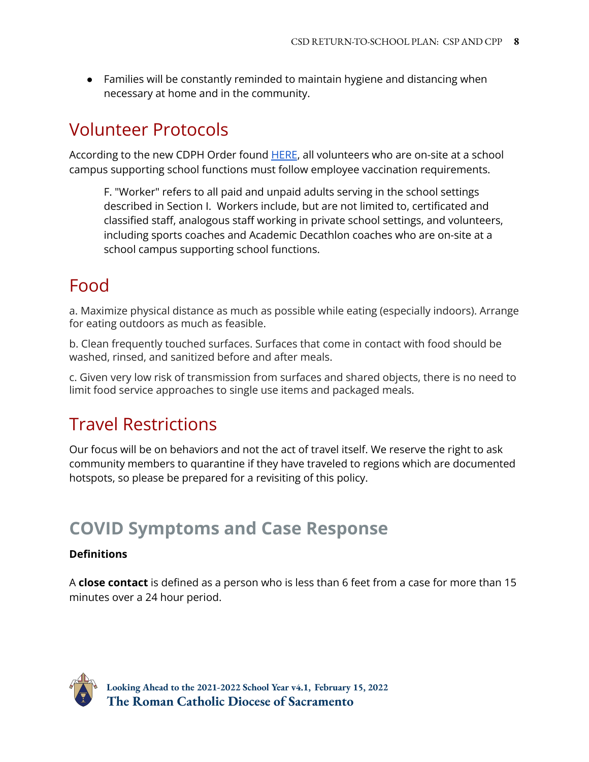- Families will be constantly reminded to maintain hygiene and distancing when necessary at home and in the community.

## Volunteer Protocols

According to the new CDPH Order found [HERE](), all volunteers who are on-site at a school campus supporting school functions must follow employee vaccination requirements.

> F. "Worker" refers to all paid and unpaid adults serving in the school settings described in Section I. Workers include, but are not limited to, certificated and classified staff, analogous staff working in private school settings, and volunteers, including sports coaches and Academic Decathlon coaches who are on-site at a school campus supporting school functions.

## Food

a. Maximize physical distance as much as possible while eating (especially indoors). Arrange for eating outdoors as much as feasible.

b. Clean frequently touched surfaces. Surfaces that come in contact with food should be washed, rinsed, and sanitized before and after meals.

c. Given very low risk of transmission from surfaces and shared objects, there is no need to limit food service approaches to single use items and packaged meals.

## Travel Restrictions

Our focus will be on behaviors and not the act of travel itself. We reserve the right to ask community members to quarantine if they have traveled to regions which are documented hotspots, so please be prepared for a revisiting of this policy.

# COVID Symptoms and Case Response

**Definitions**

A **close contact** is defined as a person who is less than 6 feet from a case for more than 15 minutes over a 24 hour period.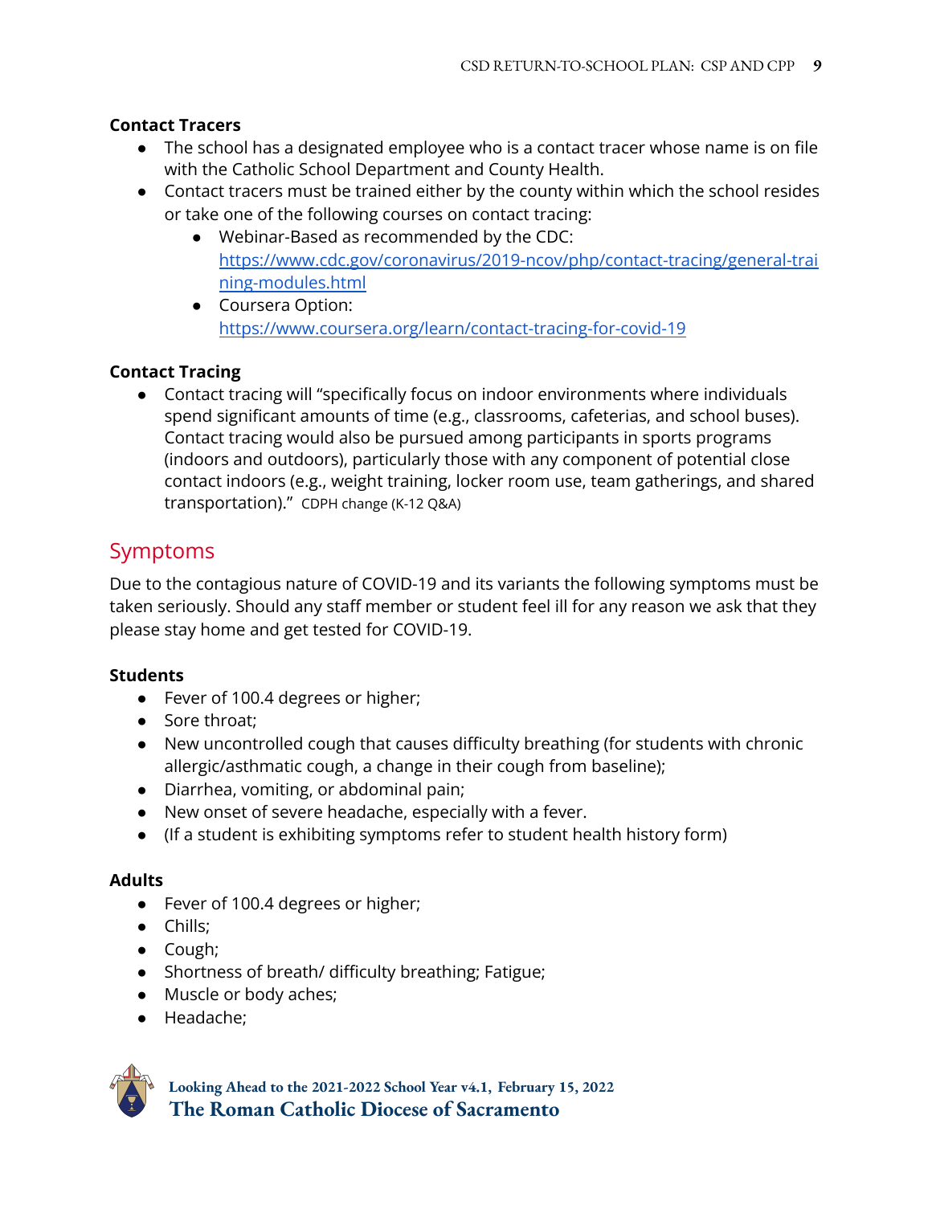**Contact Tracers**

- The school has a designated employee who is a contact tracer whose name is on file with the Catholic School Department and County Health.
- Contact tracers must be trained either by the county within which the school resides or take one of the following courses on contact tracing:
  - Webinar-Based as recommended by the CDC: [https://www.cdc.gov/coronavirus/2019-ncov/php/contact-tracing/general-training-modules.html](https://www.cdc.gov/coronavirus/2019-ncov/php/contact-tracing/general-training-modules.html)
  - Coursera Option: [https://www.coursera.org/learn/contact-tracing-for-covid-19](https://www.coursera.org/learn/contact-tracing-for-covid-19)

**Contact Tracing**

- Contact tracing will "specifically focus on indoor environments where individuals spend significant amounts of time (e.g., classrooms, cafeterias, and school buses). Contact tracing would also be pursued among participants in sports programs (indoors and outdoors), particularly those with any component of potential close contact indoors (e.g., weight training, locker room use, team gatherings, and shared transportation)." CDPH change (K-12 Q&A)

## Symptoms

Due to the contagious nature of COVID-19 and its variants the following symptoms must be taken seriously. Should any staff member or student feel ill for any reason we ask that they please stay home and get tested for COVID-19.

**Students**

- Fever of 100.4 degrees or higher;
- Sore throat;
- New uncontrolled cough that causes difficulty breathing (for students with chronic allergic/asthmatic cough, a change in their cough from baseline);
- Diarrhea, vomiting, or abdominal pain;
- New onset of severe headache, especially with a fever.
- (If a student is exhibiting symptoms refer to student health history form)

**Adults**

- Fever of 100.4 degrees or higher;
- Chills;
- Cough;
- Shortness of breath/ difficulty breathing; Fatigue;
- Muscle or body aches;
- Headache;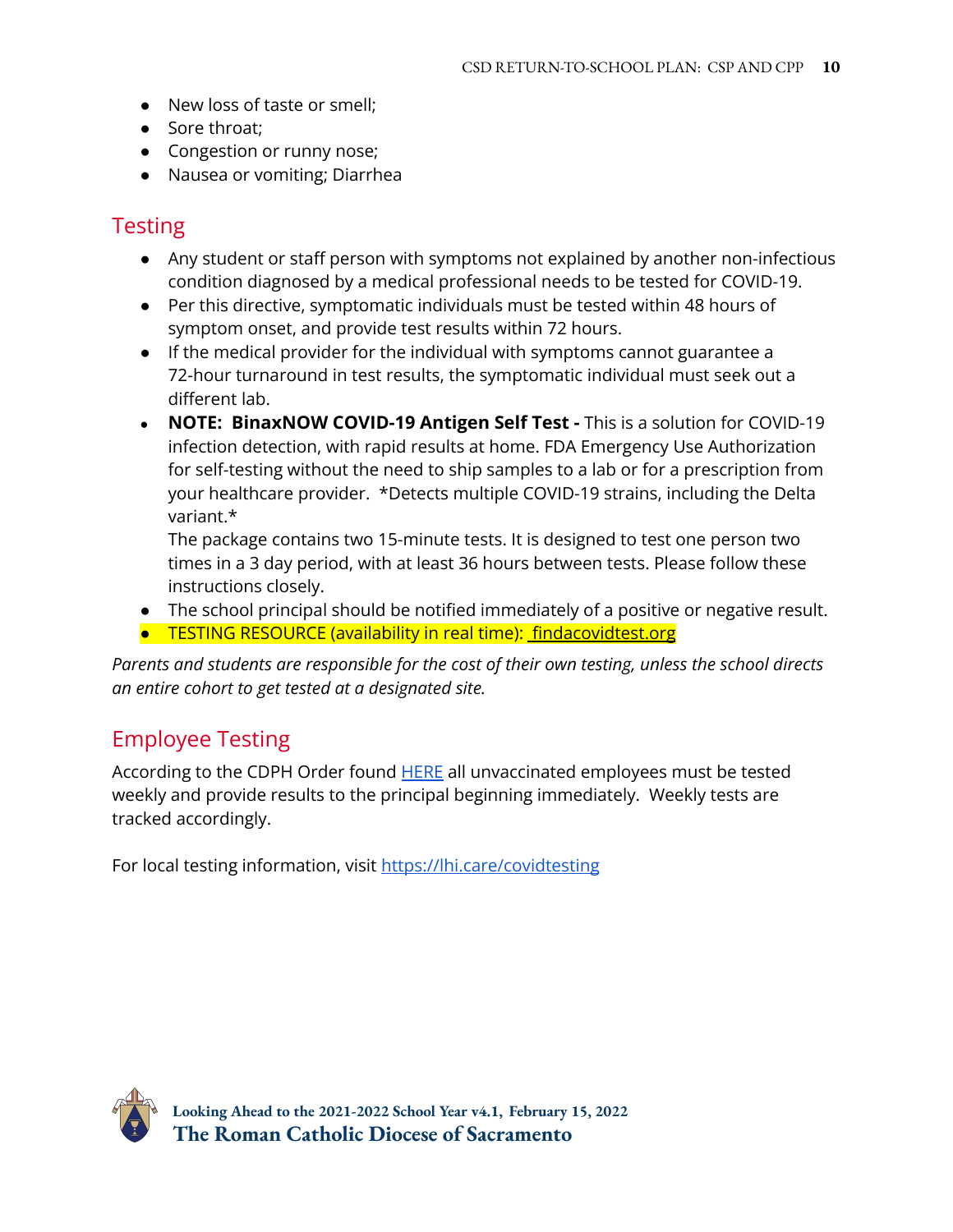- New loss of taste or smell;
- Sore throat;
- Congestion or runny nose;
- Nausea or vomiting; Diarrhea

## Testing

- Any student or staff person with symptoms not explained by another non-infectious condition diagnosed by a medical professional needs to be tested for COVID-19.
- Per this directive, symptomatic individuals must be tested within 48 hours of symptom onset, and provide test results within 72 hours.
- If the medical provider for the individual with symptoms cannot guarantee a 72-hour turnaround in test results, the symptomatic individual must seek out a different lab.
- **NOTE: BinaxNOW COVID-19 Antigen Self Test -** This is a solution for COVID-19 infection detection, with rapid results at home. FDA Emergency Use Authorization for self-testing without the need to ship samples to a lab or for a prescription from your healthcare provider. *Detects multiple COVID-19 strains, including the Delta variant.*
  The package contains two 15-minute tests. It is designed to test one person two times in a 3 day period, with at least 36 hours between tests. Please follow these instructions closely.
- The school principal should be notified immediately of a positive or negative result.
- TESTING RESOURCE (availability in real time): findacovidtest.org

*Parents and students are responsible for the cost of their own testing, unless the school directs an entire cohort to get tested at a designated site.*

## Employee Testing

According to the CDPH Order found HERE all unvaccinated employees must be tested weekly and provide results to the principal beginning immediately. Weekly tests are tracked accordingly.

For local testing information, visit https://lhi.care/covidtesting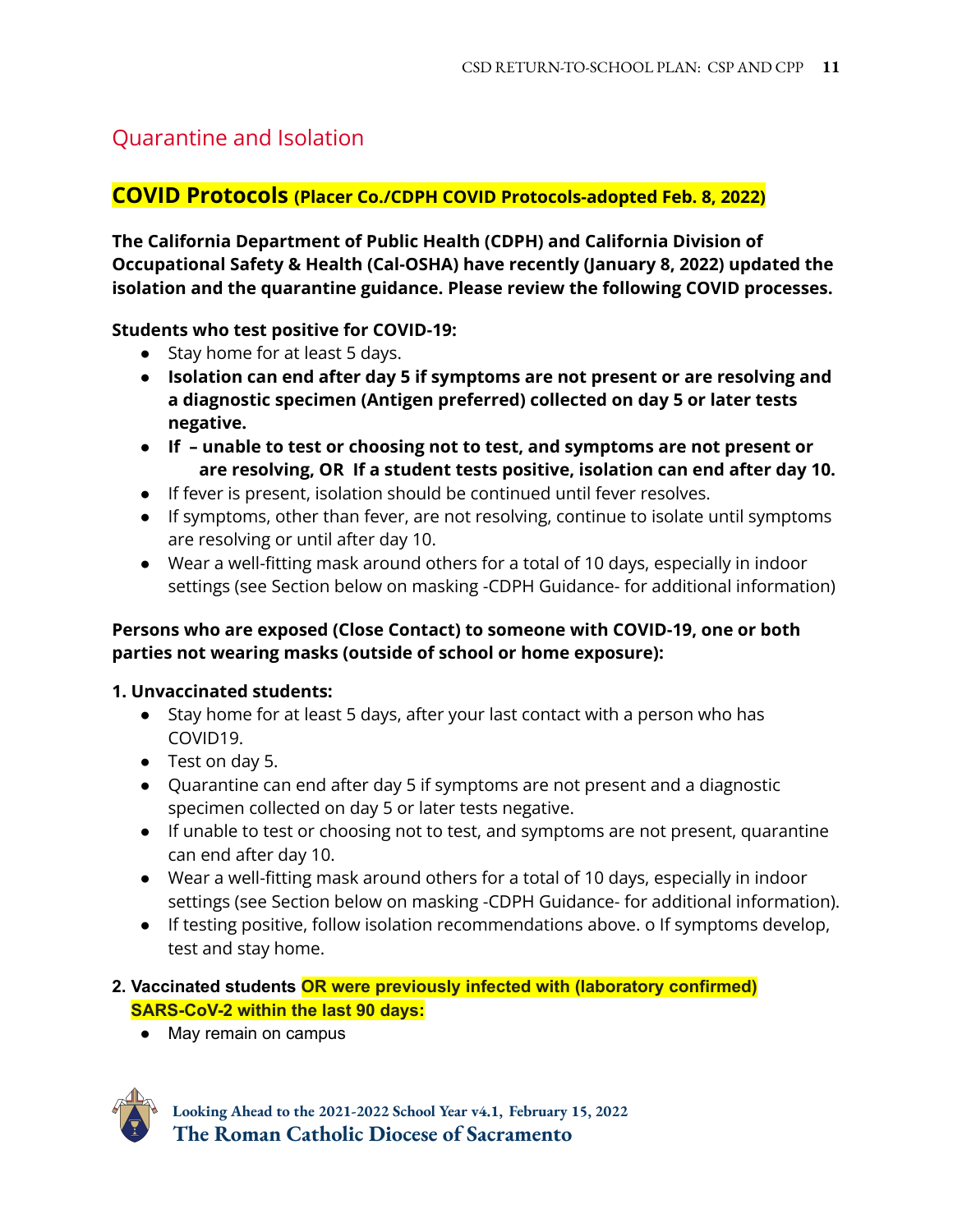## Quarantine and Isolation

### COVID Protocols (Placer Co./CDPH COVID Protocols-adopted Feb. 8, 2022)

**The California Department of Public Health (CDPH) and California Division of Occupational Safety & Health (Cal-OSHA) have recently (January 8, 2022) updated the isolation and the quarantine guidance. Please review the following COVID processes.**

**Students who test positive for COVID-19:**

- Stay home for at least 5 days.
- **Isolation can end after day 5 if symptoms are not present or are resolving and a diagnostic specimen (Antigen preferred) collected on day 5 or later tests negative.**
- **If – unable to test or choosing not to test, and symptoms are not present or are resolving, OR If a student tests positive, isolation can end after day 10.**
- If fever is present, isolation should be continued until fever resolves.
- If symptoms, other than fever, are not resolving, continue to isolate until symptoms are resolving or until after day 10.
- Wear a well-fitting mask around others for a total of 10 days, especially in indoor settings (see Section below on masking -CDPH Guidance- for additional information)

**Persons who are exposed (Close Contact) to someone with COVID-19, one or both parties not wearing masks (outside of school or home exposure):**

**1. Unvaccinated students:**

- Stay home for at least 5 days, after your last contact with a person who has COVID19.
- Test on day 5.
- Quarantine can end after day 5 if symptoms are not present and a diagnostic specimen collected on day 5 or later tests negative.
- If unable to test or choosing not to test, and symptoms are not present, quarantine can end after day 10.
- Wear a well-fitting mask around others for a total of 10 days, especially in indoor settings (see Section below on masking -CDPH Guidance- for additional information).
- If testing positive, follow isolation recommendations above. o If symptoms develop, test and stay home.

**2. Vaccinated students OR were previously infected with (laboratory confirmed) SARS-CoV-2 within the last 90 days:**

- May remain on campus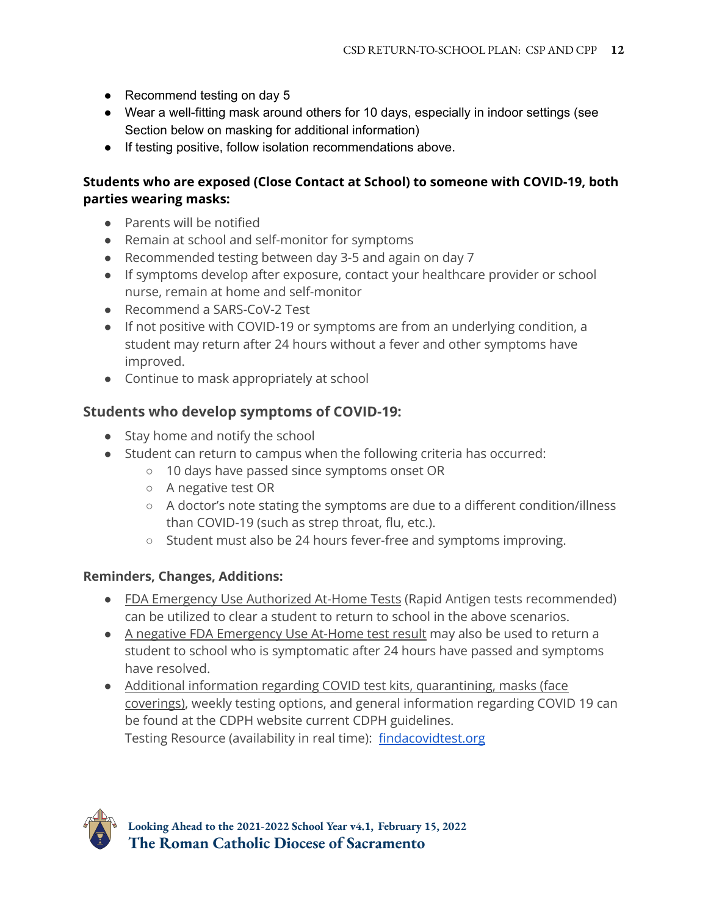- Recommend testing on day 5
- Wear a well-fitting mask around others for 10 days, especially in indoor settings (see Section below on masking for additional information)
- If testing positive, follow isolation recommendations above.

**Students who are exposed (Close Contact at School) to someone with COVID-19, both parties wearing masks:**

- Parents will be notified
- Remain at school and self-monitor for symptoms
- Recommended testing between day 3-5 and again on day 7
- If symptoms develop after exposure, contact your healthcare provider or school nurse, remain at home and self-monitor
- Recommend a SARS-CoV-2 Test
- If not positive with COVID-19 or symptoms are from an underlying condition, a student may return after 24 hours without a fever and other symptoms have improved.
- Continue to mask appropriately at school

### Students who develop symptoms of COVID-19:

- Stay home and notify the school
- Student can return to campus when the following criteria has occurred:
  - 10 days have passed since symptoms onset OR
  - A negative test OR
  - A doctor's note stating the symptoms are due to a different condition/illness than COVID-19 (such as strep throat, flu, etc.).
  - Student must also be 24 hours fever-free and symptoms improving.

**Reminders, Changes, Additions:**

- FDA Emergency Use Authorized At-Home Tests (Rapid Antigen tests recommended) can be utilized to clear a student to return to school in the above scenarios.
- A negative FDA Emergency Use At-Home test result may also be used to return a student to school who is symptomatic after 24 hours have passed and symptoms have resolved.
- Additional information regarding COVID test kits, quarantining, masks (face coverings), weekly testing options, and general information regarding COVID 19 can be found at the CDPH website current CDPH guidelines.
  Testing Resource (availability in real time): findacovidtest.org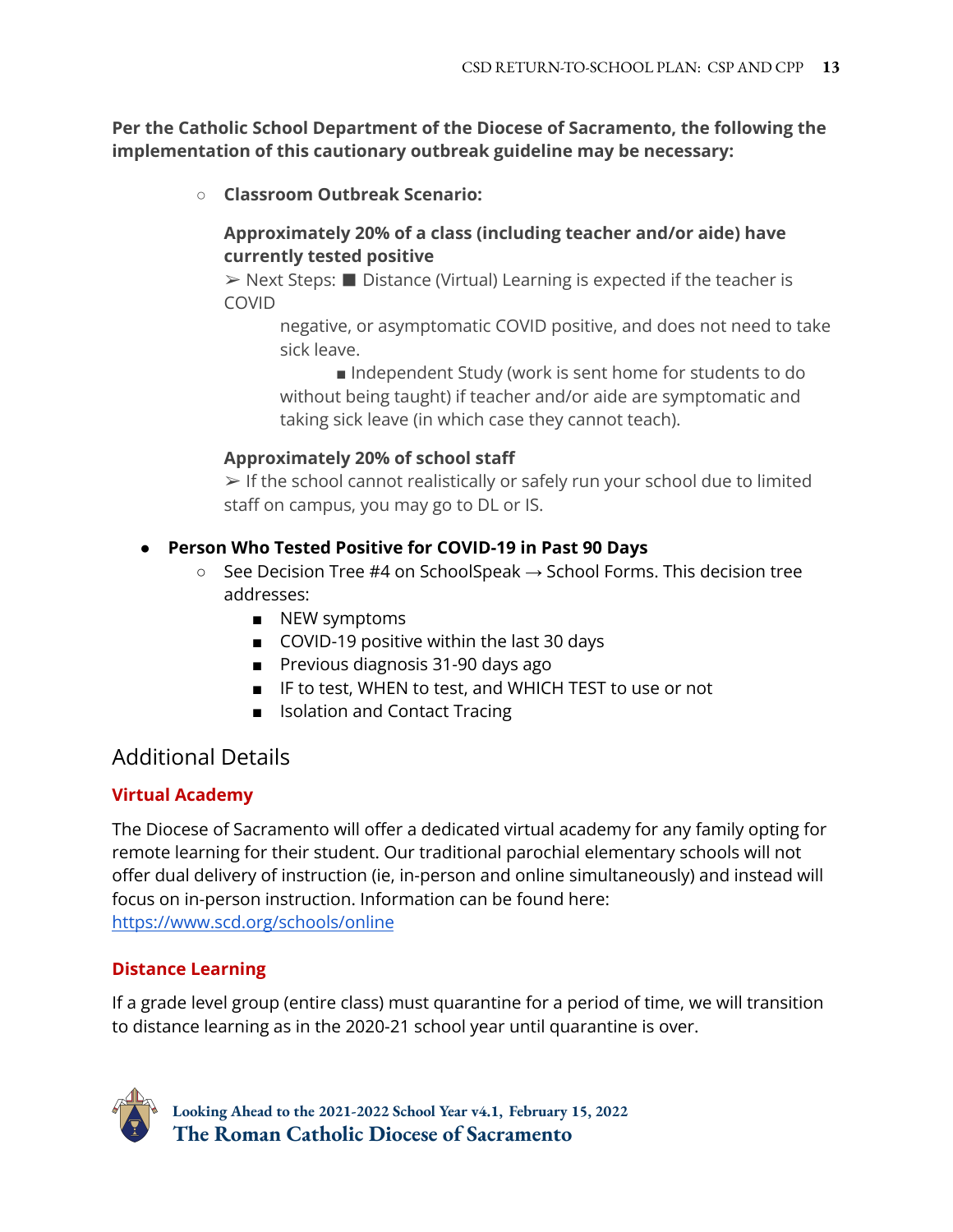**Per the Catholic School Department of the Diocese of Sacramento, the following the implementation of this cautionary outbreak guideline may be necessary:**

- **Classroom Outbreak Scenario:**

  **Approximately 20% of a class (including teacher and/or aide) have currently tested positive**

  ➢ Next Steps: ■ Distance (Virtual) Learning is expected if the teacher is COVID negative, or asymptomatic COVID positive, and does not need to take sick leave.

  ■ Independent Study (work is sent home for students to do without being taught) if teacher and/or aide are symptomatic and taking sick leave (in which case they cannot teach).

  **Approximately 20% of school staff**

  ➢ If the school cannot realistically or safely run your school due to limited staff on campus, you may go to DL or IS.

- **Person Who Tested Positive for COVID-19 in Past 90 Days**
  - See Decision Tree #4 on SchoolSpeak → School Forms. This decision tree addresses:
    - NEW symptoms
    - COVID-19 positive within the last 30 days
    - Previous diagnosis 31-90 days ago
    - IF to test, WHEN to test, and WHICH TEST to use or not
    - Isolation and Contact Tracing

## Additional Details

### Virtual Academy

The Diocese of Sacramento will offer a dedicated virtual academy for any family opting for remote learning for their student. Our traditional parochial elementary schools will not offer dual delivery of instruction (ie, in-person and online simultaneously) and instead will focus on in-person instruction. Information can be found here: https://www.scd.org/schools/online

### Distance Learning

If a grade level group (entire class) must quarantine for a period of time, we will transition to distance learning as in the 2020-21 school year until quarantine is over.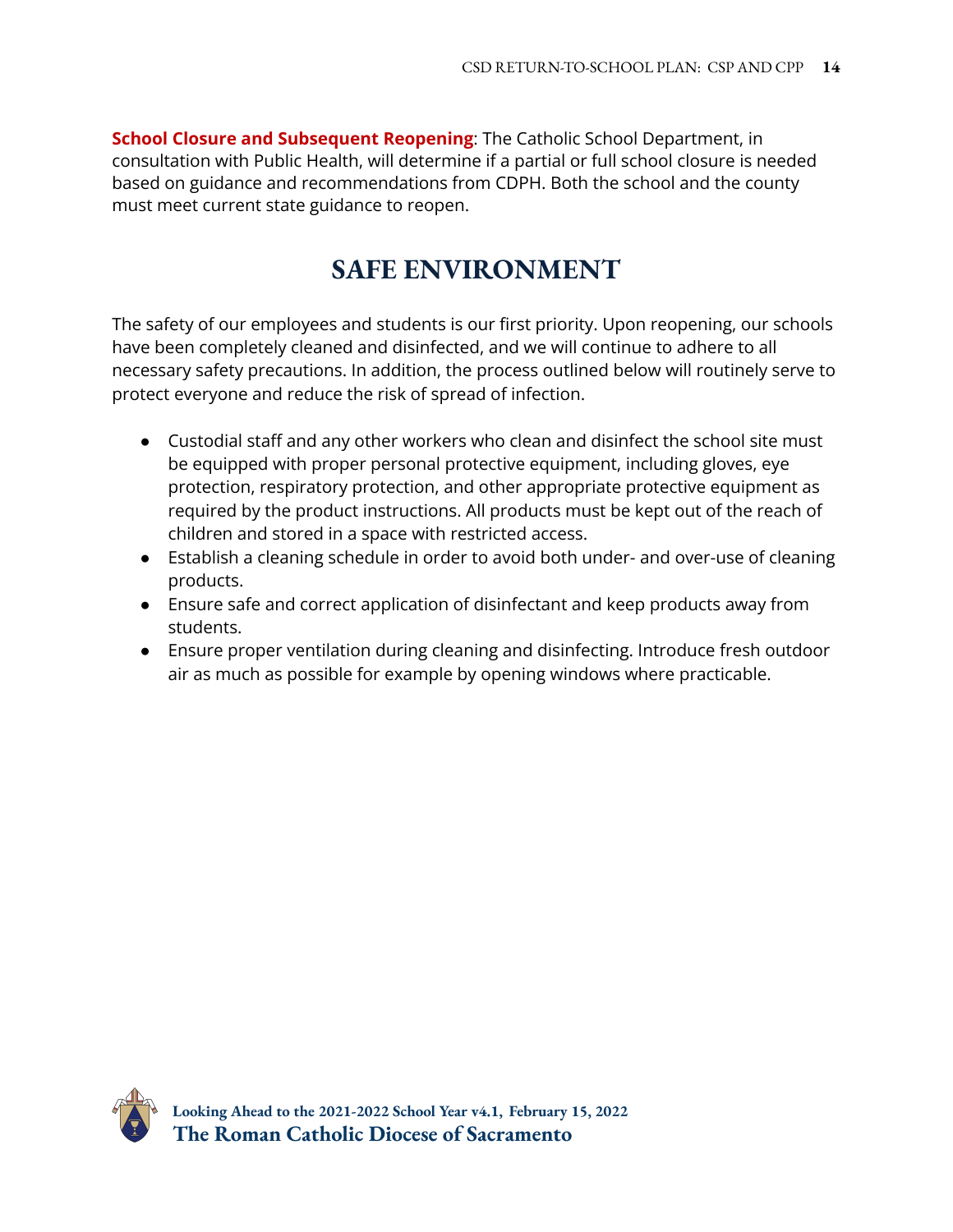**School Closure and Subsequent Reopening**: The Catholic School Department, in consultation with Public Health, will determine if a partial or full school closure is needed based on guidance and recommendations from CDPH. Both the school and the county must meet current state guidance to reopen.

# SAFE ENVIRONMENT

The safety of our employees and students is our first priority. Upon reopening, our schools have been completely cleaned and disinfected, and we will continue to adhere to all necessary safety precautions. In addition, the process outlined below will routinely serve to protect everyone and reduce the risk of spread of infection.

- Custodial staff and any other workers who clean and disinfect the school site must be equipped with proper personal protective equipment, including gloves, eye protection, respiratory protection, and other appropriate protective equipment as required by the product instructions. All products must be kept out of the reach of children and stored in a space with restricted access.
- Establish a cleaning schedule in order to avoid both under- and over-use of cleaning products.
- Ensure safe and correct application of disinfectant and keep products away from students.
- Ensure proper ventilation during cleaning and disinfecting. Introduce fresh outdoor air as much as possible for example by opening windows where practicable.